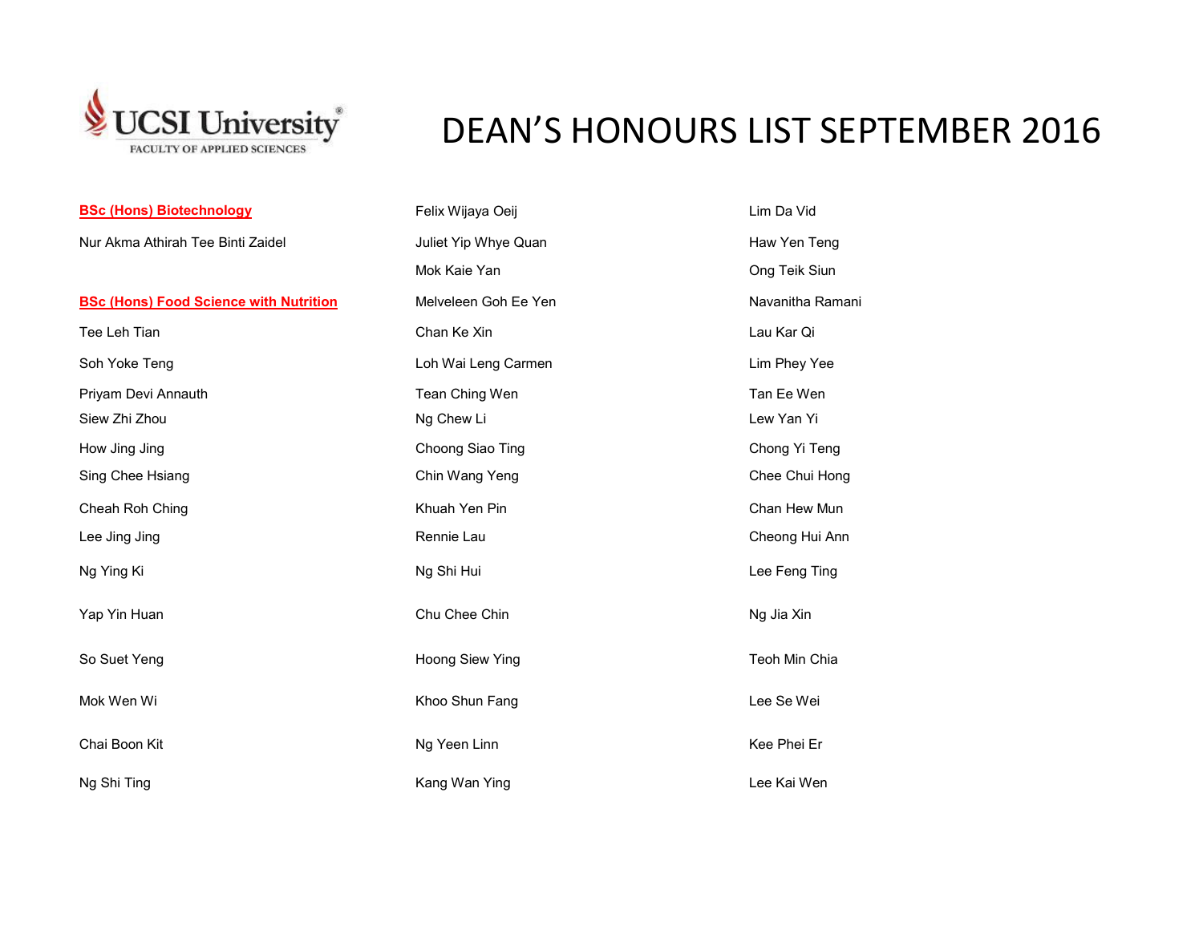UCSI University
FACULTY OF APPLIED SCIENCES

# DEAN'S HONOURS LIST SEPTEMBER 2016

**BSc (Hons) Biotechnology**

Nur Akma Athirah Tee Binti Zaidel

**BSc (Hons) Food Science with Nutrition**

Tee Leh Tian

Soh Yoke Teng

Priyam Devi Annauth

Siew Zhi Zhou

How Jing Jing

Sing Chee Hsiang

Cheah Roh Ching

Lee Jing Jing

Ng Ying Ki

Yap Yin Huan

So Suet Yeng

Mok Wen Wi

Chai Boon Kit

Ng Shi Ting

Felix Wijaya Oeij

Juliet Yip Whye Quan

Mok Kaie Yan

Melveleen Goh Ee Yen

Chan Ke Xin

Loh Wai Leng Carmen

Tean Ching Wen

Ng Chew Li

Choong Siao Ting

Chin Wang Yeng

Khuah Yen Pin

Rennie Lau

Ng Shi Hui

Chu Chee Chin

Hoong Siew Ying

Khoo Shun Fang

Ng Yeen Linn

Kang Wan Ying

Lim Da Vid

Haw Yen Teng

Ong Teik Siun

Navanitha Ramani

Lau Kar Qi

Lim Phey Yee

Tan Ee Wen

Lew Yan Yi

Chong Yi Teng

Chee Chui Hong

Chan Hew Mun

Cheong Hui Ann

Lee Feng Ting

Ng Jia Xin

Teoh Min Chia

Lee Se Wei

Kee Phei Er

Lee Kai Wen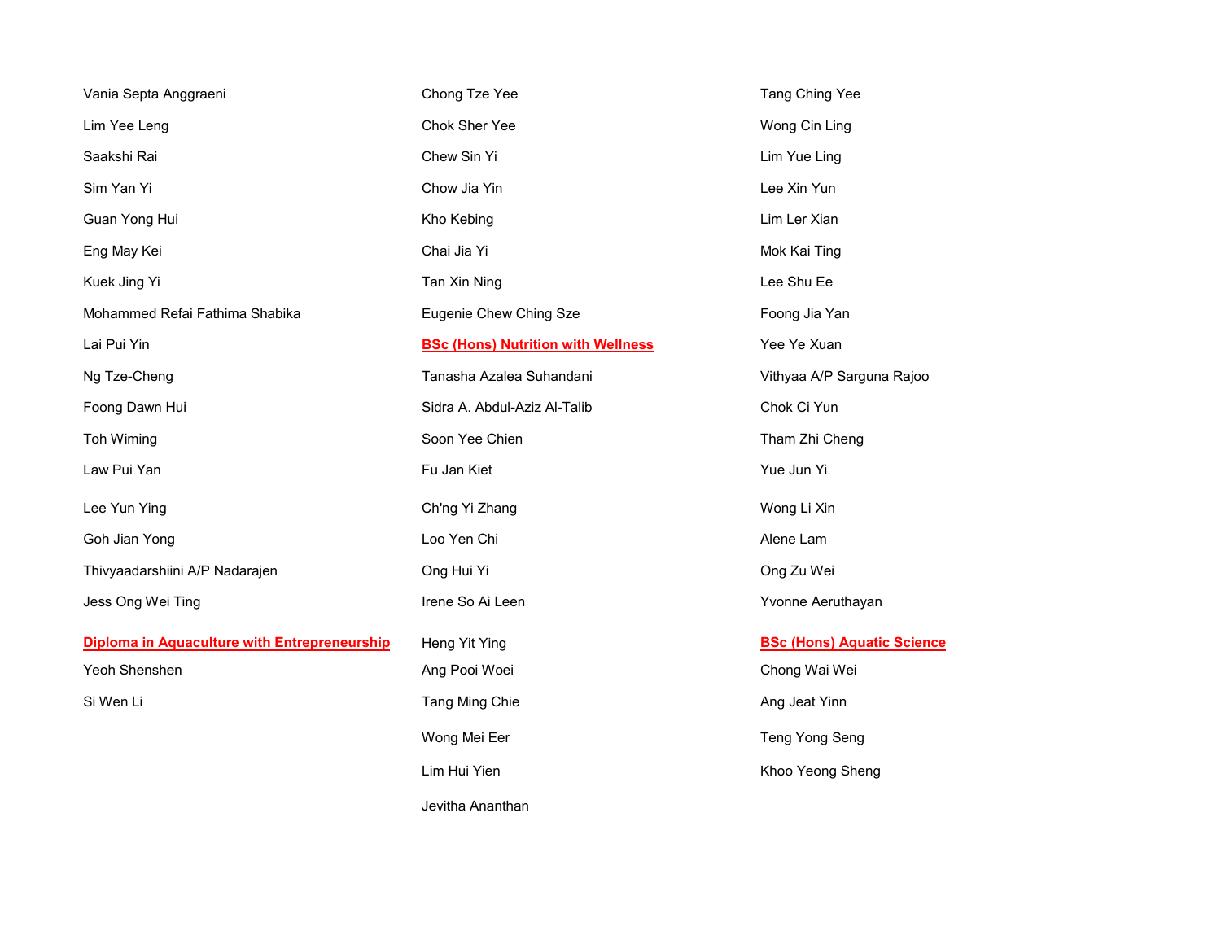Vania Septa Anggraeni

Lim Yee Leng

Saakshi Rai

Sim Yan Yi

Guan Yong Hui

Eng May Kei

Kuek Jing Yi

Mohammed Refai Fathima Shabika

Lai Pui Yin

Ng Tze-Cheng

Foong Dawn Hui

Toh Wiming

Law Pui Yan

Lee Yun Ying

Goh Jian Yong

Thivyaadarshiini A/P Nadarajen

Jess Ong Wei Ting

## Diploma in Aquaculture with Entrepreneurship

Yeoh Shenshen

Si Wen Li

Chong Tze Yee

Chok Sher Yee

Chew Sin Yi

Chow Jia Yin

Kho Kebing

Chai Jia Yi

Tan Xin Ning

Eugenie Chew Ching Sze

## BSc (Hons) Nutrition with Wellness

Tanasha Azalea Suhandani

Sidra A. Abdul-Aziz Al-Talib

Soon Yee Chien

Fu Jan Kiet

Ch'ng Yi Zhang

Loo Yen Chi

Ong Hui Yi

Irene So Ai Leen

Heng Yit Ying

Ang Pooi Woei

Tang Ming Chie

Wong Mei Eer

Lim Hui Yien

Jevitha Ananthan

Tang Ching Yee

Wong Cin Ling

Lim Yue Ling

Lee Xin Yun

Lim Ler Xian

Mok Kai Ting

Lee Shu Ee

Foong Jia Yan

Yee Ye Xuan

Vithyaa A/P Sarguna Rajoo

Chok Ci Yun

Tham Zhi Cheng

Yue Jun Yi

Wong Li Xin

Alene Lam

Ong Zu Wei

Yvonne Aeruthayan

## BSc (Hons) Aquatic Science

Chong Wai Wei

Ang Jeat Yinn

Teng Yong Seng

Khoo Yeong Sheng